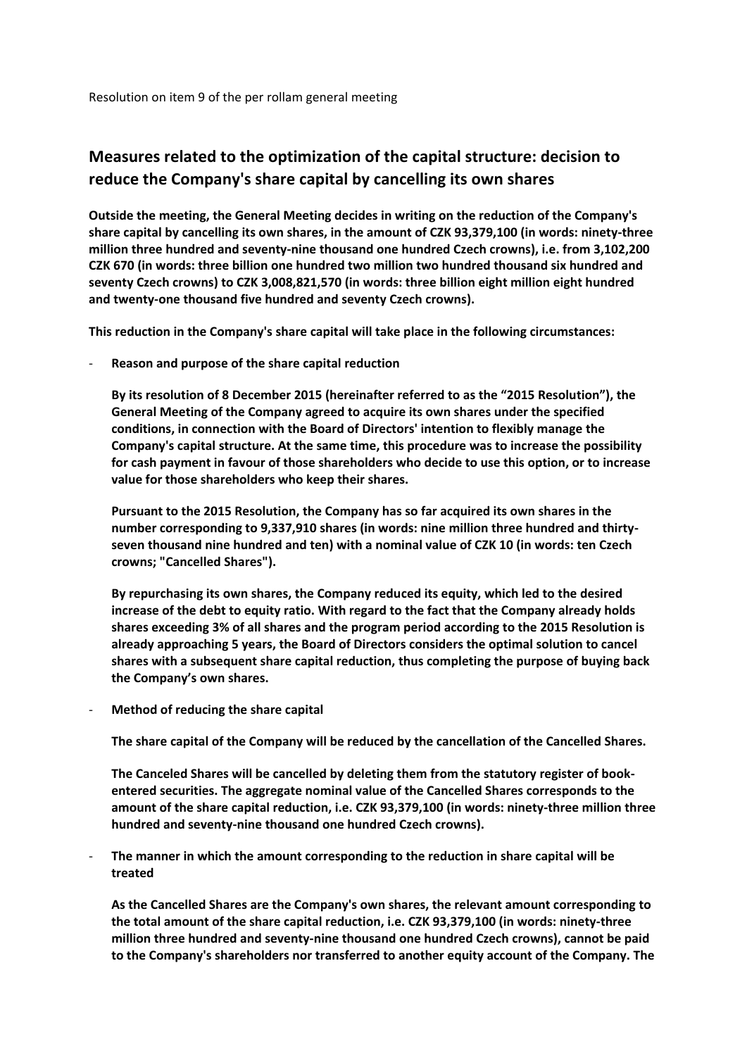Resolution on item 9 of the per rollam general meeting

## Measures related to the optimization of the capital structure: decision to reduce the Company's share capital by cancelling its own shares

**Outside the meeting, the General Meeting decides in writing on the reduction of the Company's share capital by cancelling its own shares, in the amount of CZK 93,379,100 (in words: ninety-three million three hundred and seventy-nine thousand one hundred Czech crowns), i.e. from 3,102,200 CZK 670 (in words: three billion one hundred two million two hundred thousand six hundred and seventy Czech crowns) to CZK 3,008,821,570 (in words: three billion eight million eight hundred and twenty-one thousand five hundred and seventy Czech crowns).**

**This reduction in the Company's share capital will take place in the following circumstances:**

- **Reason and purpose of the share capital reduction**

  **By its resolution of 8 December 2015 (hereinafter referred to as the "2015 Resolution"), the General Meeting of the Company agreed to acquire its own shares under the specified conditions, in connection with the Board of Directors' intention to flexibly manage the Company's capital structure. At the same time, this procedure was to increase the possibility for cash payment in favour of those shareholders who decide to use this option, or to increase value for those shareholders who keep their shares.**

  **Pursuant to the 2015 Resolution, the Company has so far acquired its own shares in the number corresponding to 9,337,910 shares (in words: nine million three hundred and thirty-seven thousand nine hundred and ten) with a nominal value of CZK 10 (in words: ten Czech crowns; "Cancelled Shares").**

  **By repurchasing its own shares, the Company reduced its equity, which led to the desired increase of the debt to equity ratio. With regard to the fact that the Company already holds shares exceeding 3% of all shares and the program period according to the 2015 Resolution is already approaching 5 years, the Board of Directors considers the optimal solution to cancel shares with a subsequent share capital reduction, thus completing the purpose of buying back the Company's own shares.**

- **Method of reducing the share capital**

  **The share capital of the Company will be reduced by the cancellation of the Cancelled Shares.**

  **The Canceled Shares will be cancelled by deleting them from the statutory register of book-entered securities. The aggregate nominal value of the Cancelled Shares corresponds to the amount of the share capital reduction, i.e. CZK 93,379,100 (in words: ninety-three million three hundred and seventy-nine thousand one hundred Czech crowns).**

- **The manner in which the amount corresponding to the reduction in share capital will be treated**

  **As the Cancelled Shares are the Company's own shares, the relevant amount corresponding to the total amount of the share capital reduction, i.e. CZK 93,379,100 (in words: ninety-three million three hundred and seventy-nine thousand one hundred Czech crowns), cannot be paid to the Company's shareholders nor transferred to another equity account of the Company. The**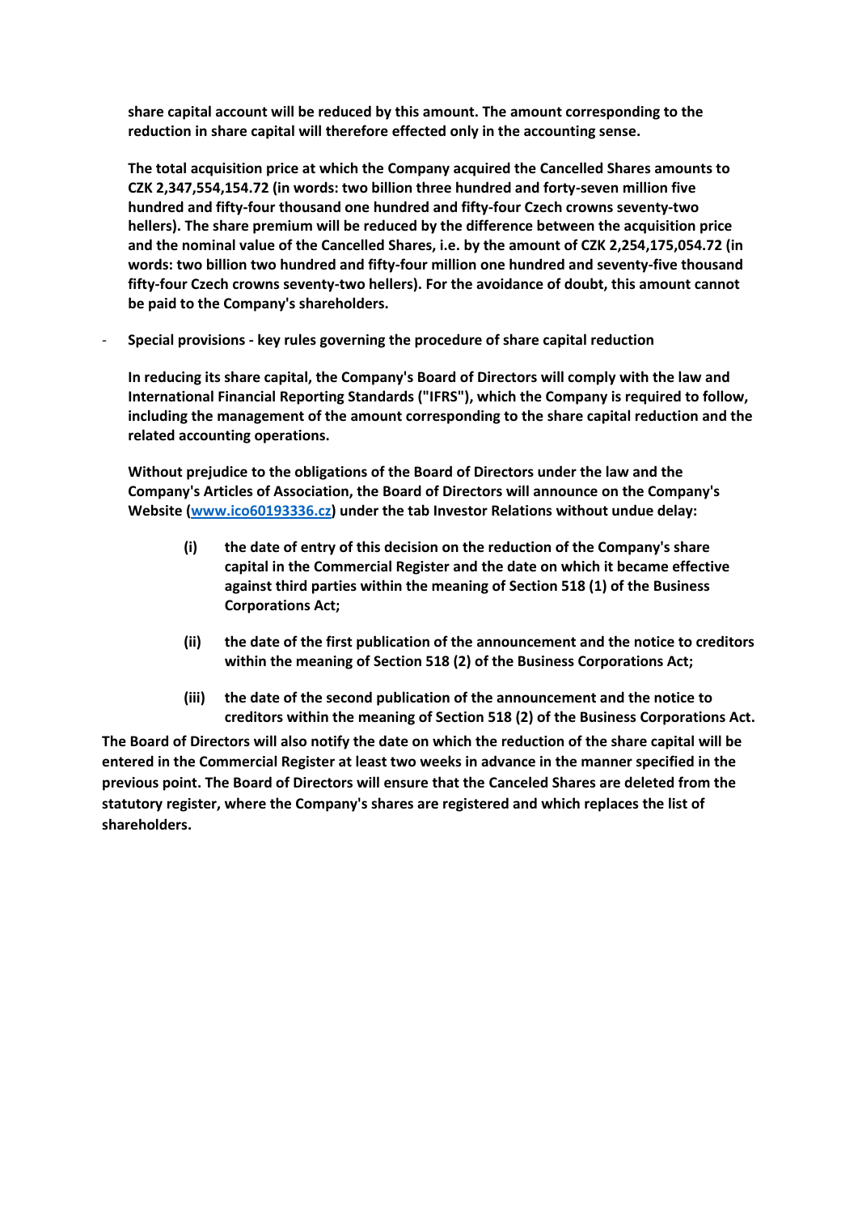**share capital account will be reduced by this amount. The amount corresponding to the reduction in share capital will therefore effected only in the accounting sense.**

**The total acquisition price at which the Company acquired the Cancelled Shares amounts to CZK 2,347,554,154.72 (in words: two billion three hundred and forty-seven million five hundred and fifty-four thousand one hundred and fifty-four Czech crowns seventy-two hellers). The share premium will be reduced by the difference between the acquisition price and the nominal value of the Cancelled Shares, i.e. by the amount of CZK 2,254,175,054.72 (in words: two billion two hundred and fifty-four million one hundred and seventy-five thousand fifty-four Czech crowns seventy-two hellers). For the avoidance of doubt, this amount cannot be paid to the Company's shareholders.**

- **Special provisions - key rules governing the procedure of share capital reduction**

  **In reducing its share capital, the Company's Board of Directors will comply with the law and International Financial Reporting Standards ("IFRS"), which the Company is required to follow, including the management of the amount corresponding to the share capital reduction and the related accounting operations.**

  **Without prejudice to the obligations of the Board of Directors under the law and the Company's Articles of Association, the Board of Directors will announce on the Company's Website ([www.ico60193336.cz](www.ico60193336.cz)) under the tab Investor Relations without undue delay:**

  **(i) the date of entry of this decision on the reduction of the Company's share capital in the Commercial Register and the date on which it became effective against third parties within the meaning of Section 518 (1) of the Business Corporations Act;**

  **(ii) the date of the first publication of the announcement and the notice to creditors within the meaning of Section 518 (2) of the Business Corporations Act;**

  **(iii) the date of the second publication of the announcement and the notice to creditors within the meaning of Section 518 (2) of the Business Corporations Act.**

**The Board of Directors will also notify the date on which the reduction of the share capital will be entered in the Commercial Register at least two weeks in advance in the manner specified in the previous point. The Board of Directors will ensure that the Canceled Shares are deleted from the statutory register, where the Company's shares are registered and which replaces the list of shareholders.**